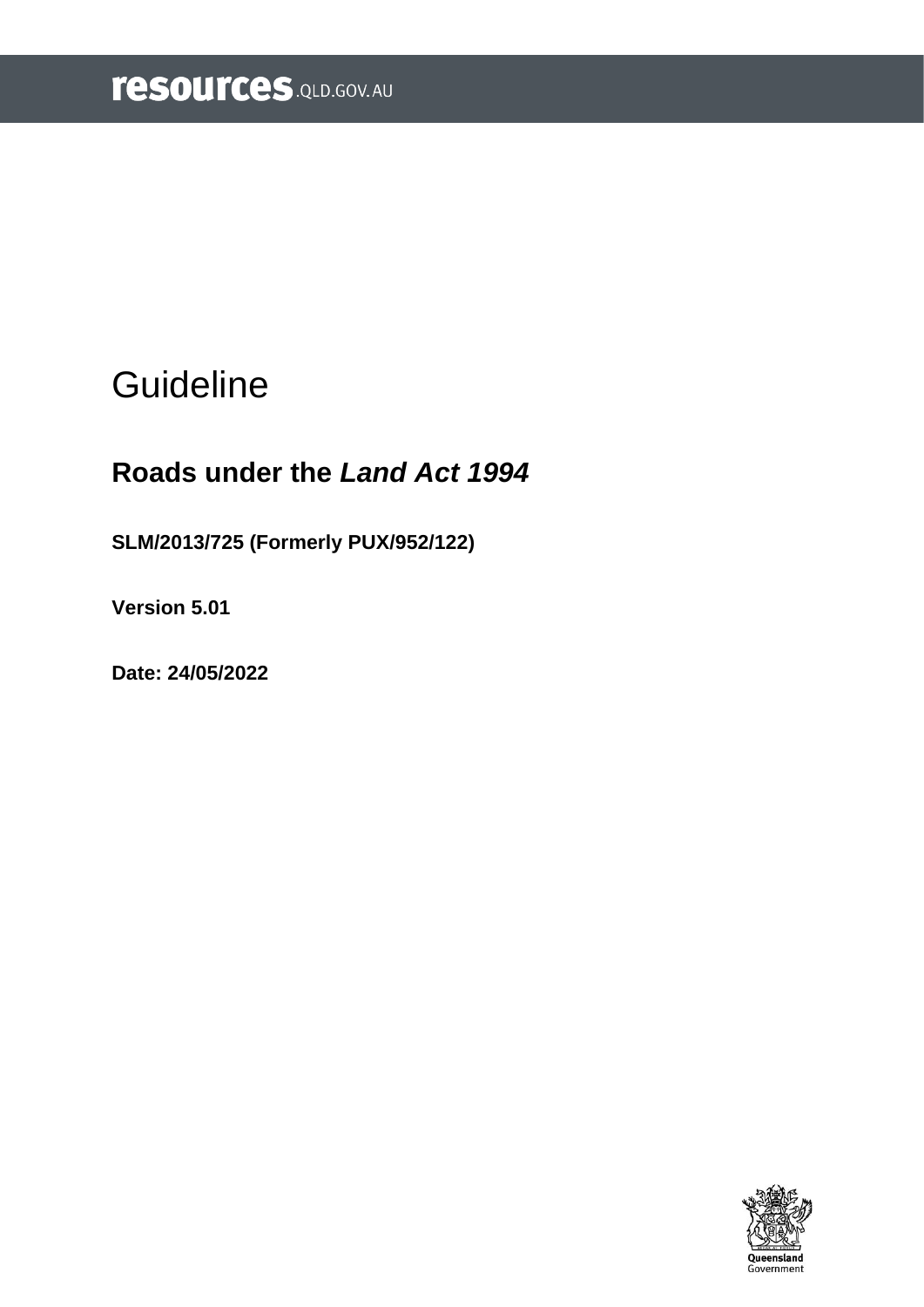resources.QLD.GOV.AU

# Guideline

## Roads under the *Land Act 1994*

**SLM/2013/725 (Formerly PUX/952/122)**

**Version 5.01**

**Date: 24/05/2022**

Queensland Government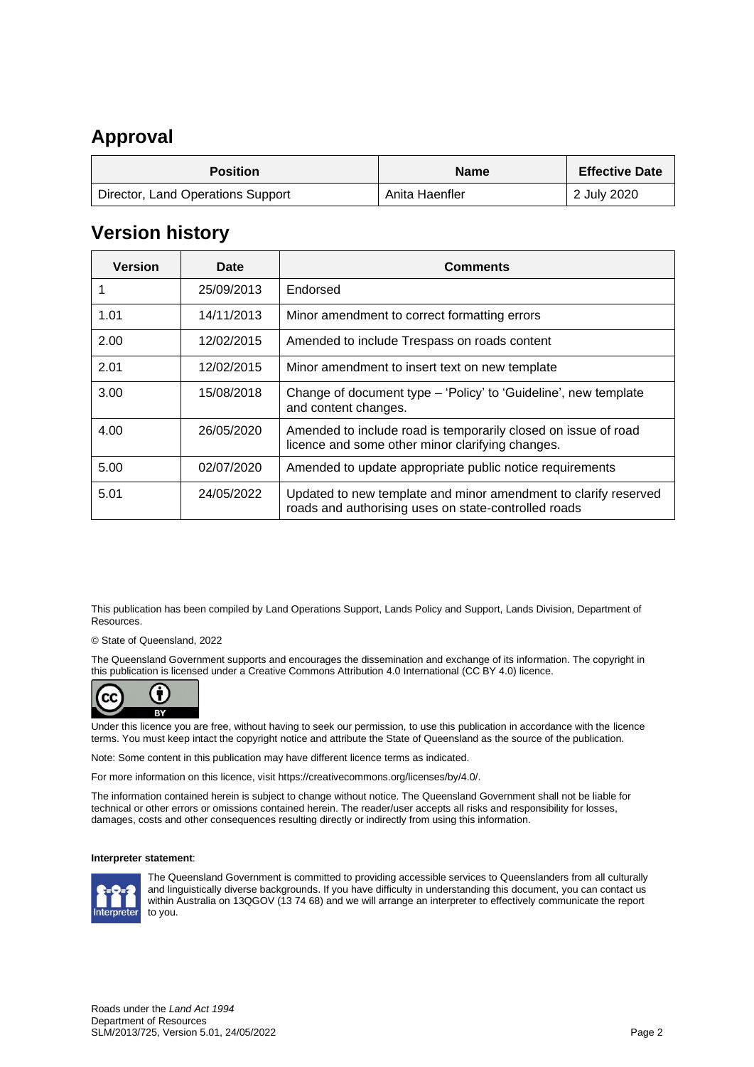## Approval

| Position | Name | Effective Date |
|---|---|---|
| Director, Land Operations Support | Anita Haenfler | 2 July 2020 |

## Version history

| Version | Date | Comments |
|---|---|---|
| 1 | 25/09/2013 | Endorsed |
| 1.01 | 14/11/2013 | Minor amendment to correct formatting errors |
| 2.00 | 12/02/2015 | Amended to include Trespass on roads content |
| 2.01 | 12/02/2015 | Minor amendment to insert text on new template |
| 3.00 | 15/08/2018 | Change of document type – 'Policy' to 'Guideline', new template and content changes. |
| 4.00 | 26/05/2020 | Amended to include road is temporarily closed on issue of road licence and some other minor clarifying changes. |
| 5.00 | 02/07/2020 | Amended to update appropriate public notice requirements |
| 5.01 | 24/05/2022 | Updated to new template and minor amendment to clarify reserved roads and authorising uses on state-controlled roads |

This publication has been compiled by Land Operations Support, Lands Policy and Support, Lands Division, Department of Resources.

© State of Queensland, 2022

The Queensland Government supports and encourages the dissemination and exchange of its information. The copyright in this publication is licensed under a Creative Commons Attribution 4.0 International (CC BY 4.0) licence.

Under this licence you are free, without having to seek our permission, to use this publication in accordance with the licence terms. You must keep intact the copyright notice and attribute the State of Queensland as the source of the publication.

Note: Some content in this publication may have different licence terms as indicated.

For more information on this licence, visit https://creativecommons.org/licenses/by/4.0/.

The information contained herein is subject to change without notice. The Queensland Government shall not be liable for technical or other errors or omissions contained herein. The reader/user accepts all risks and responsibility for losses, damages, costs and other consequences resulting directly or indirectly from using this information.

**Interpreter statement**:

The Queensland Government is committed to providing accessible services to Queenslanders from all culturally and linguistically diverse backgrounds. If you have difficulty in understanding this document, you can contact us within Australia on 13QGOV (13 74 68) and we will arrange an interpreter to effectively communicate the report to you.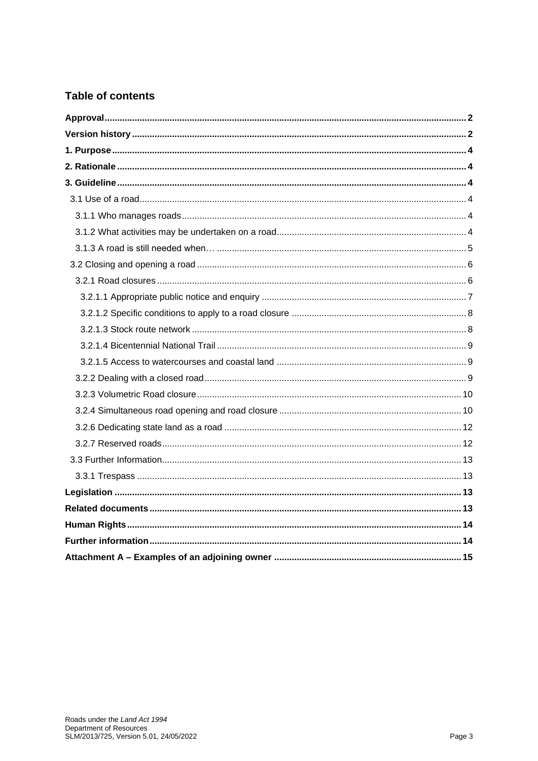## Table of contents

**Approval** .......... **2**

**Version history** .......... **2**

**1. Purpose** .......... **4**

**2. Rationale** .......... **4**

**3. Guideline** .......... **4**

- 3.1 Use of a road .......... 4
  - 3.1.1 Who manages roads .......... 4
  - 3.1.2 What activities may be undertaken on a road .......... 4
  - 3.1.3 A road is still needed when… .......... 5
- 3.2 Closing and opening a road .......... 6
  - 3.2.1 Road closures .......... 6
    - 3.2.1.1 Appropriate public notice and enquiry .......... 7
    - 3.2.1.2 Specific conditions to apply to a road closure .......... 8
    - 3.2.1.3 Stock route network .......... 8
    - 3.2.1.4 Bicentennial National Trail .......... 9
    - 3.2.1.5 Access to watercourses and coastal land .......... 9
  - 3.2.2 Dealing with a closed road .......... 9
  - 3.2.3 Volumetric Road closure .......... 10
  - 3.2.4 Simultaneous road opening and road closure .......... 10
  - 3.2.6 Dedicating state land as a road .......... 12
  - 3.2.7 Reserved roads .......... 12
- 3.3 Further Information .......... 13
  - 3.3.1 Trespass .......... 13

**Legislation** .......... **13**

**Related documents** .......... **13**

**Human Rights** .......... **14**

**Further information** .......... **14**

**Attachment A – Examples of an adjoining owner** .......... **15**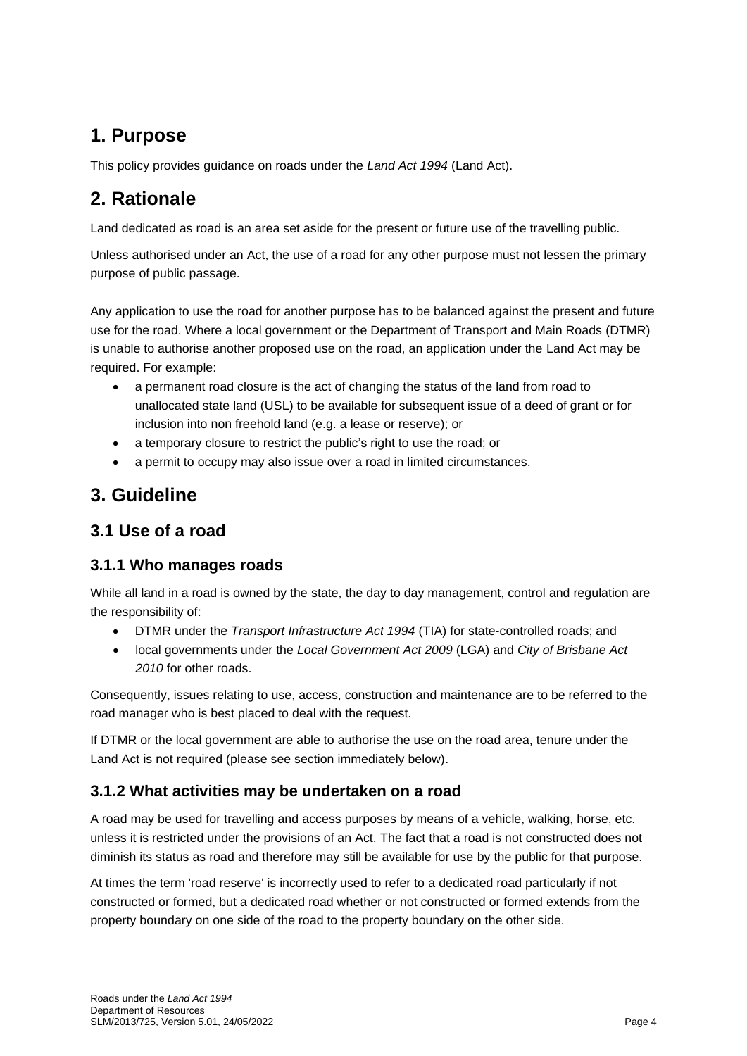# 1. Purpose

This policy provides guidance on roads under the *Land Act 1994* (Land Act).

# 2. Rationale

Land dedicated as road is an area set aside for the present or future use of the travelling public.

Unless authorised under an Act, the use of a road for any other purpose must not lessen the primary purpose of public passage.

Any application to use the road for another purpose has to be balanced against the present and future use for the road. Where a local government or the Department of Transport and Main Roads (DTMR) is unable to authorise another proposed use on the road, an application under the Land Act may be required. For example:

- a permanent road closure is the act of changing the status of the land from road to unallocated state land (USL) to be available for subsequent issue of a deed of grant or for inclusion into non freehold land (e.g. a lease or reserve); or
- a temporary closure to restrict the public's right to use the road; or
- a permit to occupy may also issue over a road in limited circumstances.

# 3. Guideline

## 3.1 Use of a road

### 3.1.1 Who manages roads

While all land in a road is owned by the state, the day to day management, control and regulation are the responsibility of:

- DTMR under the *Transport Infrastructure Act 1994* (TIA) for state-controlled roads; and
- local governments under the *Local Government Act 2009* (LGA) and *City of Brisbane Act 2010* for other roads.

Consequently, issues relating to use, access, construction and maintenance are to be referred to the road manager who is best placed to deal with the request.

If DTMR or the local government are able to authorise the use on the road area, tenure under the Land Act is not required (please see section immediately below).

### 3.1.2 What activities may be undertaken on a road

A road may be used for travelling and access purposes by means of a vehicle, walking, horse, etc. unless it is restricted under the provisions of an Act. The fact that a road is not constructed does not diminish its status as road and therefore may still be available for use by the public for that purpose.

At times the term 'road reserve' is incorrectly used to refer to a dedicated road particularly if not constructed or formed, but a dedicated road whether or not constructed or formed extends from the property boundary on one side of the road to the property boundary on the other side.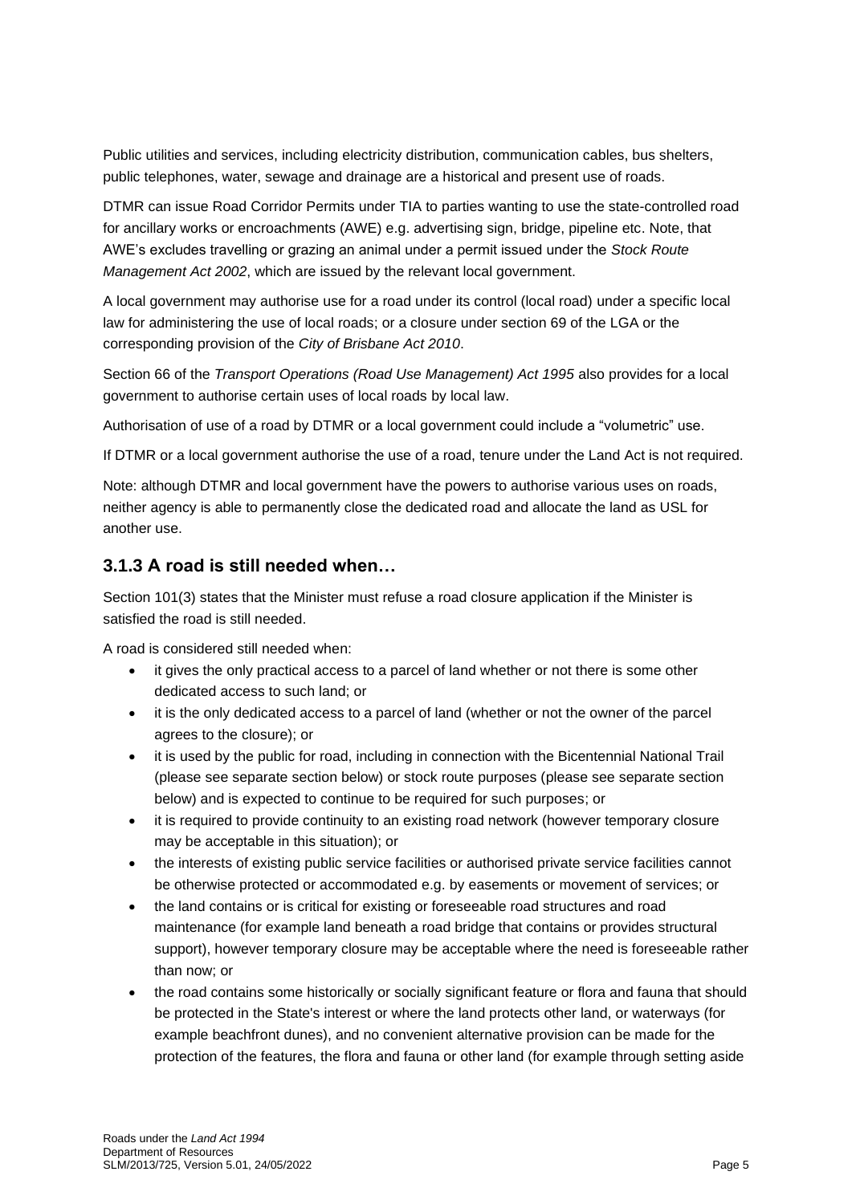Public utilities and services, including electricity distribution, communication cables, bus shelters, public telephones, water, sewage and drainage are a historical and present use of roads.

DTMR can issue Road Corridor Permits under TIA to parties wanting to use the state-controlled road for ancillary works or encroachments (AWE) e.g. advertising sign, bridge, pipeline etc. Note, that AWE's excludes travelling or grazing an animal under a permit issued under the *Stock Route Management Act 2002*, which are issued by the relevant local government.

A local government may authorise use for a road under its control (local road) under a specific local law for administering the use of local roads; or a closure under section 69 of the LGA or the corresponding provision of the *City of Brisbane Act 2010*.

Section 66 of the *Transport Operations (Road Use Management) Act 1995* also provides for a local government to authorise certain uses of local roads by local law.

Authorisation of use of a road by DTMR or a local government could include a "volumetric" use.

If DTMR or a local government authorise the use of a road, tenure under the Land Act is not required.

Note: although DTMR and local government have the powers to authorise various uses on roads, neither agency is able to permanently close the dedicated road and allocate the land as USL for another use.

### 3.1.3 A road is still needed when…

Section 101(3) states that the Minister must refuse a road closure application if the Minister is satisfied the road is still needed.

A road is considered still needed when:

- it gives the only practical access to a parcel of land whether or not there is some other dedicated access to such land; or
- it is the only dedicated access to a parcel of land (whether or not the owner of the parcel agrees to the closure); or
- it is used by the public for road, including in connection with the Bicentennial National Trail (please see separate section below) or stock route purposes (please see separate section below) and is expected to continue to be required for such purposes; or
- it is required to provide continuity to an existing road network (however temporary closure may be acceptable in this situation); or
- the interests of existing public service facilities or authorised private service facilities cannot be otherwise protected or accommodated e.g. by easements or movement of services; or
- the land contains or is critical for existing or foreseeable road structures and road maintenance (for example land beneath a road bridge that contains or provides structural support), however temporary closure may be acceptable where the need is foreseeable rather than now; or
- the road contains some historically or socially significant feature or flora and fauna that should be protected in the State's interest or where the land protects other land, or waterways (for example beachfront dunes), and no convenient alternative provision can be made for the protection of the features, the flora and fauna or other land (for example through setting aside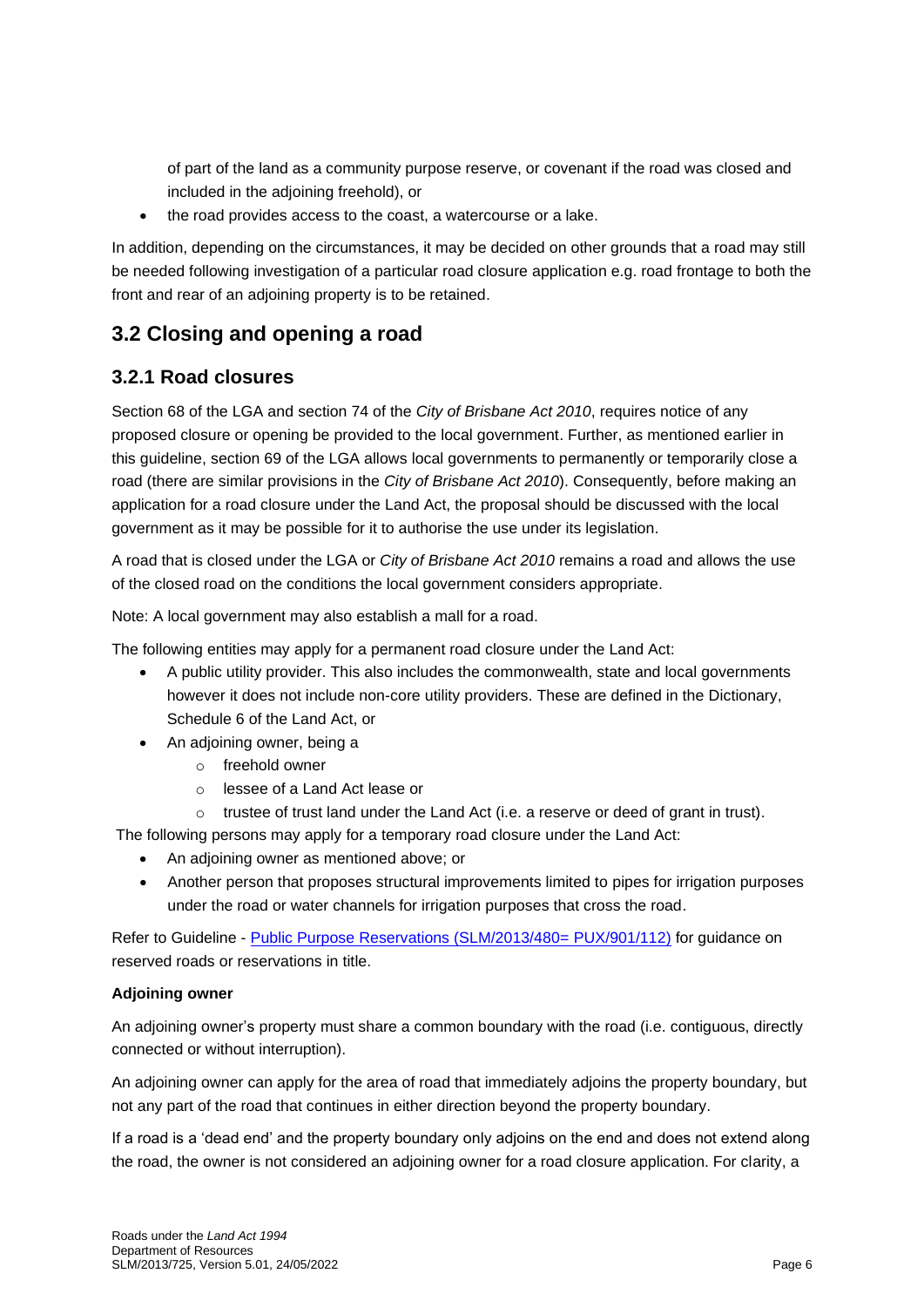of part of the land as a community purpose reserve, or covenant if the road was closed and included in the adjoining freehold), or

- the road provides access to the coast, a watercourse or a lake.

In addition, depending on the circumstances, it may be decided on other grounds that a road may still be needed following investigation of a particular road closure application e.g. road frontage to both the front and rear of an adjoining property is to be retained.

## 3.2 Closing and opening a road

### 3.2.1 Road closures

Section 68 of the LGA and section 74 of the *City of Brisbane Act 2010*, requires notice of any proposed closure or opening be provided to the local government. Further, as mentioned earlier in this guideline, section 69 of the LGA allows local governments to permanently or temporarily close a road (there are similar provisions in the *City of Brisbane Act 2010*). Consequently, before making an application for a road closure under the Land Act, the proposal should be discussed with the local government as it may be possible for it to authorise the use under its legislation.

A road that is closed under the LGA or *City of Brisbane Act 2010* remains a road and allows the use of the closed road on the conditions the local government considers appropriate.

Note: A local government may also establish a mall for a road.

The following entities may apply for a permanent road closure under the Land Act:

- A public utility provider. This also includes the commonwealth, state and local governments however it does not include non-core utility providers. These are defined in the Dictionary, Schedule 6 of the Land Act, or
- An adjoining owner, being a
  - freehold owner
  - lessee of a Land Act lease or
  - trustee of trust land under the Land Act (i.e. a reserve or deed of grant in trust).

The following persons may apply for a temporary road closure under the Land Act:

- An adjoining owner as mentioned above; or
- Another person that proposes structural improvements limited to pipes for irrigation purposes under the road or water channels for irrigation purposes that cross the road.

Refer to Guideline - [Public Purpose Reservations (SLM/2013/480= PUX/901/112)]() for guidance on reserved roads or reservations in title.

**Adjoining owner**

An adjoining owner's property must share a common boundary with the road (i.e. contiguous, directly connected or without interruption).

An adjoining owner can apply for the area of road that immediately adjoins the property boundary, but not any part of the road that continues in either direction beyond the property boundary.

If a road is a 'dead end' and the property boundary only adjoins on the end and does not extend along the road, the owner is not considered an adjoining owner for a road closure application. For clarity, a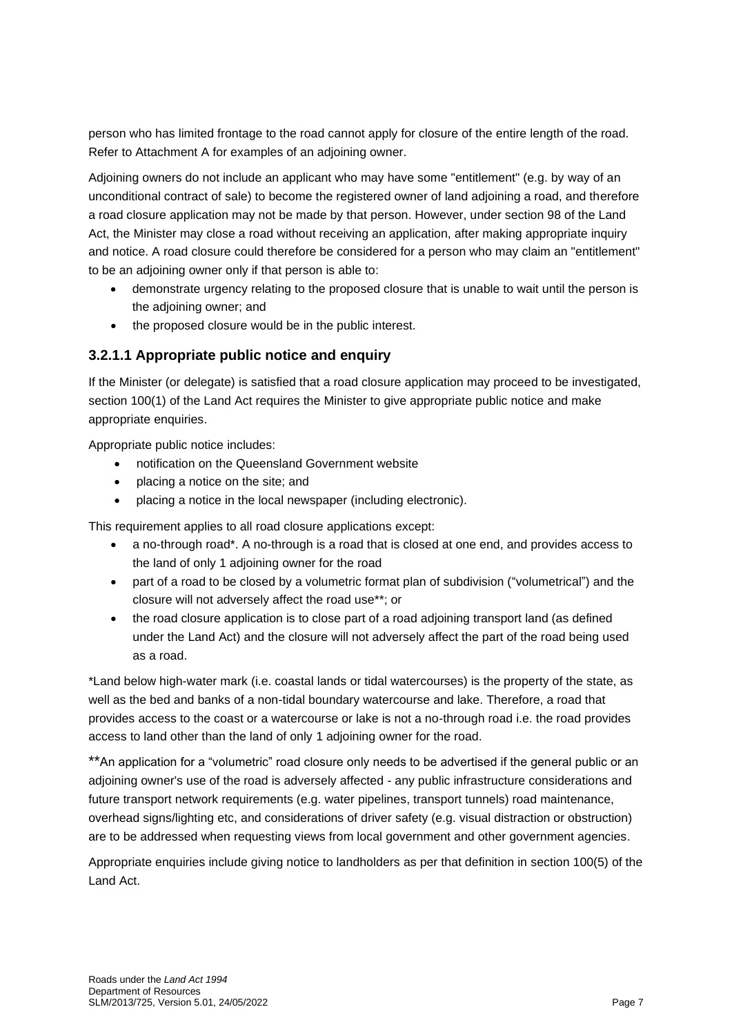person who has limited frontage to the road cannot apply for closure of the entire length of the road. Refer to Attachment A for examples of an adjoining owner.

Adjoining owners do not include an applicant who may have some "entitlement" (e.g. by way of an unconditional contract of sale) to become the registered owner of land adjoining a road, and therefore a road closure application may not be made by that person. However, under section 98 of the Land Act, the Minister may close a road without receiving an application, after making appropriate inquiry and notice. A road closure could therefore be considered for a person who may claim an "entitlement" to be an adjoining owner only if that person is able to:

- demonstrate urgency relating to the proposed closure that is unable to wait until the person is the adjoining owner; and
- the proposed closure would be in the public interest.

### 3.2.1.1 Appropriate public notice and enquiry

If the Minister (or delegate) is satisfied that a road closure application may proceed to be investigated, section 100(1) of the Land Act requires the Minister to give appropriate public notice and make appropriate enquiries.

Appropriate public notice includes:

- notification on the Queensland Government website
- placing a notice on the site; and
- placing a notice in the local newspaper (including electronic).

This requirement applies to all road closure applications except:

- a no-through road*. A no-through is a road that is closed at one end, and provides access to the land of only 1 adjoining owner for the road
- part of a road to be closed by a volumetric format plan of subdivision ("volumetrical") and the closure will not adversely affect the road use**; or
- the road closure application is to close part of a road adjoining transport land (as defined under the Land Act) and the closure will not adversely affect the part of the road being used as a road.

*Land below high-water mark (i.e. coastal lands or tidal watercourses) is the property of the state, as well as the bed and banks of a non-tidal boundary watercourse and lake. Therefore, a road that provides access to the coast or a watercourse or lake is not a no-through road i.e. the road provides access to land other than the land of only 1 adjoining owner for the road.

**An application for a "volumetric" road closure only needs to be advertised if the general public or an adjoining owner's use of the road is adversely affected - any public infrastructure considerations and future transport network requirements (e.g. water pipelines, transport tunnels) road maintenance, overhead signs/lighting etc, and considerations of driver safety (e.g. visual distraction or obstruction) are to be addressed when requesting views from local government and other government agencies.

Appropriate enquiries include giving notice to landholders as per that definition in section 100(5) of the Land Act.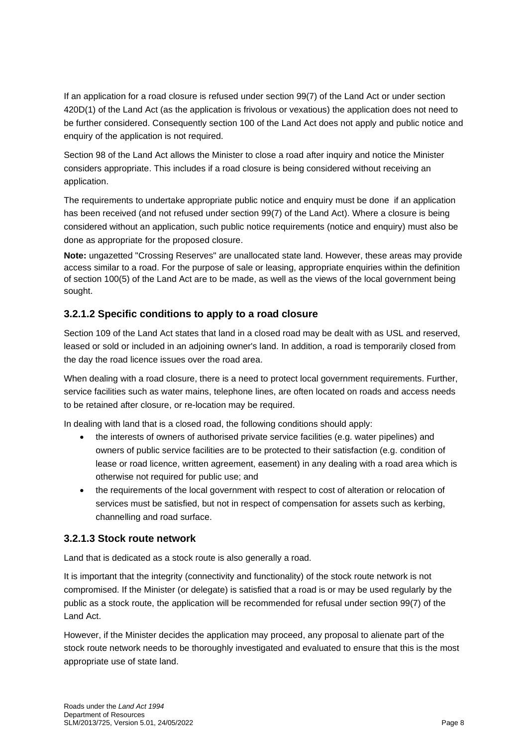If an application for a road closure is refused under section 99(7) of the Land Act or under section 420D(1) of the Land Act (as the application is frivolous or vexatious) the application does not need to be further considered. Consequently section 100 of the Land Act does not apply and public notice and enquiry of the application is not required.

Section 98 of the Land Act allows the Minister to close a road after inquiry and notice the Minister considers appropriate. This includes if a road closure is being considered without receiving an application.

The requirements to undertake appropriate public notice and enquiry must be done if an application has been received (and not refused under section 99(7) of the Land Act). Where a closure is being considered without an application, such public notice requirements (notice and enquiry) must also be done as appropriate for the proposed closure.

**Note:** ungazetted "Crossing Reserves" are unallocated state land. However, these areas may provide access similar to a road. For the purpose of sale or leasing, appropriate enquiries within the definition of section 100(5) of the Land Act are to be made, as well as the views of the local government being sought.

### 3.2.1.2 Specific conditions to apply to a road closure

Section 109 of the Land Act states that land in a closed road may be dealt with as USL and reserved, leased or sold or included in an adjoining owner's land. In addition, a road is temporarily closed from the day the road licence issues over the road area.

When dealing with a road closure, there is a need to protect local government requirements. Further, service facilities such as water mains, telephone lines, are often located on roads and access needs to be retained after closure, or re-location may be required.

In dealing with land that is a closed road, the following conditions should apply:

- the interests of owners of authorised private service facilities (e.g. water pipelines) and owners of public service facilities are to be protected to their satisfaction (e.g. condition of lease or road licence, written agreement, easement) in any dealing with a road area which is otherwise not required for public use; and
- the requirements of the local government with respect to cost of alteration or relocation of services must be satisfied, but not in respect of compensation for assets such as kerbing, channelling and road surface.

### 3.2.1.3 Stock route network

Land that is dedicated as a stock route is also generally a road.

It is important that the integrity (connectivity and functionality) of the stock route network is not compromised. If the Minister (or delegate) is satisfied that a road is or may be used regularly by the public as a stock route, the application will be recommended for refusal under section 99(7) of the Land Act.

However, if the Minister decides the application may proceed, any proposal to alienate part of the stock route network needs to be thoroughly investigated and evaluated to ensure that this is the most appropriate use of state land.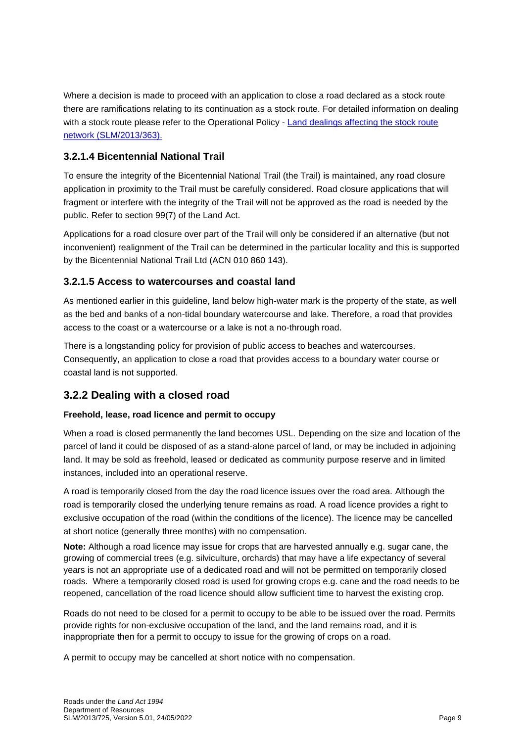Where a decision is made to proceed with an application to close a road declared as a stock route there are ramifications relating to its continuation as a stock route. For detailed information on dealing with a stock route please refer to the Operational Policy - [Land dealings affecting the stock route network (SLM/2013/363).]()

#### 3.2.1.4 Bicentennial National Trail

To ensure the integrity of the Bicentennial National Trail (the Trail) is maintained, any road closure application in proximity to the Trail must be carefully considered. Road closure applications that will fragment or interfere with the integrity of the Trail will not be approved as the road is needed by the public. Refer to section 99(7) of the Land Act.

Applications for a road closure over part of the Trail will only be considered if an alternative (but not inconvenient) realignment of the Trail can be determined in the particular locality and this is supported by the Bicentennial National Trail Ltd (ACN 010 860 143).

#### 3.2.1.5 Access to watercourses and coastal land

As mentioned earlier in this guideline, land below high-water mark is the property of the state, as well as the bed and banks of a non-tidal boundary watercourse and lake. Therefore, a road that provides access to the coast or a watercourse or a lake is not a no-through road.

There is a longstanding policy for provision of public access to beaches and watercourses. Consequently, an application to close a road that provides access to a boundary water course or coastal land is not supported.

### 3.2.2 Dealing with a closed road

**Freehold, lease, road licence and permit to occupy**

When a road is closed permanently the land becomes USL. Depending on the size and location of the parcel of land it could be disposed of as a stand-alone parcel of land, or may be included in adjoining land. It may be sold as freehold, leased or dedicated as community purpose reserve and in limited instances, included into an operational reserve.

A road is temporarily closed from the day the road licence issues over the road area. Although the road is temporarily closed the underlying tenure remains as road. A road licence provides a right to exclusive occupation of the road (within the conditions of the licence). The licence may be cancelled at short notice (generally three months) with no compensation.

**Note:** Although a road licence may issue for crops that are harvested annually e.g. sugar cane, the growing of commercial trees (e.g. silviculture, orchards) that may have a life expectancy of several years is not an appropriate use of a dedicated road and will not be permitted on temporarily closed roads. Where a temporarily closed road is used for growing crops e.g. cane and the road needs to be reopened, cancellation of the road licence should allow sufficient time to harvest the existing crop.

Roads do not need to be closed for a permit to occupy to be able to be issued over the road. Permits provide rights for non-exclusive occupation of the land, and the land remains road, and it is inappropriate then for a permit to occupy to issue for the growing of crops on a road.

A permit to occupy may be cancelled at short notice with no compensation.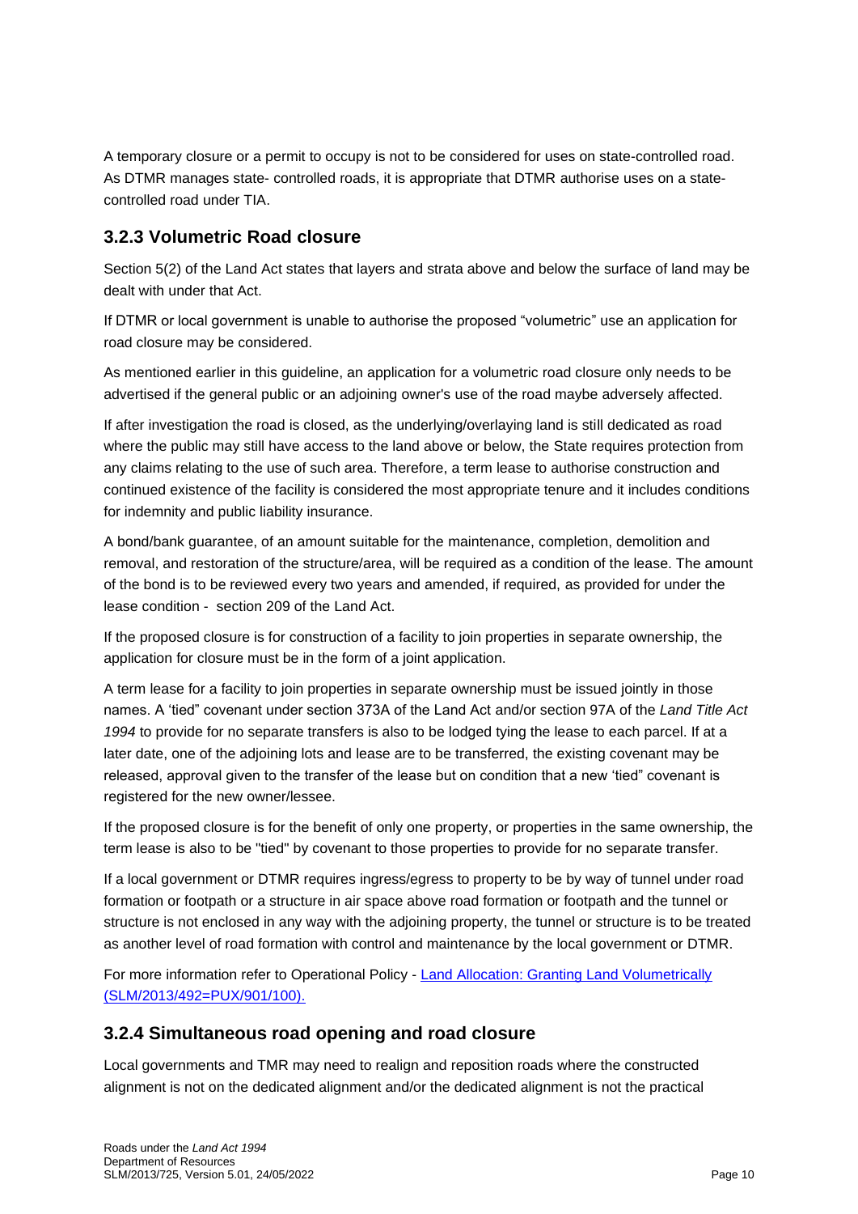A temporary closure or a permit to occupy is not to be considered for uses on state-controlled road. As DTMR manages state- controlled roads, it is appropriate that DTMR authorise uses on a state-controlled road under TIA.

### 3.2.3 Volumetric Road closure

Section 5(2) of the Land Act states that layers and strata above and below the surface of land may be dealt with under that Act.

If DTMR or local government is unable to authorise the proposed "volumetric" use an application for road closure may be considered.

As mentioned earlier in this guideline, an application for a volumetric road closure only needs to be advertised if the general public or an adjoining owner's use of the road maybe adversely affected.

If after investigation the road is closed, as the underlying/overlaying land is still dedicated as road where the public may still have access to the land above or below, the State requires protection from any claims relating to the use of such area. Therefore, a term lease to authorise construction and continued existence of the facility is considered the most appropriate tenure and it includes conditions for indemnity and public liability insurance.

A bond/bank guarantee, of an amount suitable for the maintenance, completion, demolition and removal, and restoration of the structure/area, will be required as a condition of the lease. The amount of the bond is to be reviewed every two years and amended, if required, as provided for under the lease condition - section 209 of the Land Act.

If the proposed closure is for construction of a facility to join properties in separate ownership, the application for closure must be in the form of a joint application.

A term lease for a facility to join properties in separate ownership must be issued jointly in those names. A 'tied" covenant under section 373A of the Land Act and/or section 97A of the *Land Title Act 1994* to provide for no separate transfers is also to be lodged tying the lease to each parcel. If at a later date, one of the adjoining lots and lease are to be transferred, the existing covenant may be released, approval given to the transfer of the lease but on condition that a new 'tied" covenant is registered for the new owner/lessee.

If the proposed closure is for the benefit of only one property, or properties in the same ownership, the term lease is also to be "tied" by covenant to those properties to provide for no separate transfer.

If a local government or DTMR requires ingress/egress to property to be by way of tunnel under road formation or footpath or a structure in air space above road formation or footpath and the tunnel or structure is not enclosed in any way with the adjoining property, the tunnel or structure is to be treated as another level of road formation with control and maintenance by the local government or DTMR.

For more information refer to Operational Policy - Land Allocation: Granting Land Volumetrically (SLM/2013/492=PUX/901/100).

### 3.2.4 Simultaneous road opening and road closure

Local governments and TMR may need to realign and reposition roads where the constructed alignment is not on the dedicated alignment and/or the dedicated alignment is not the practical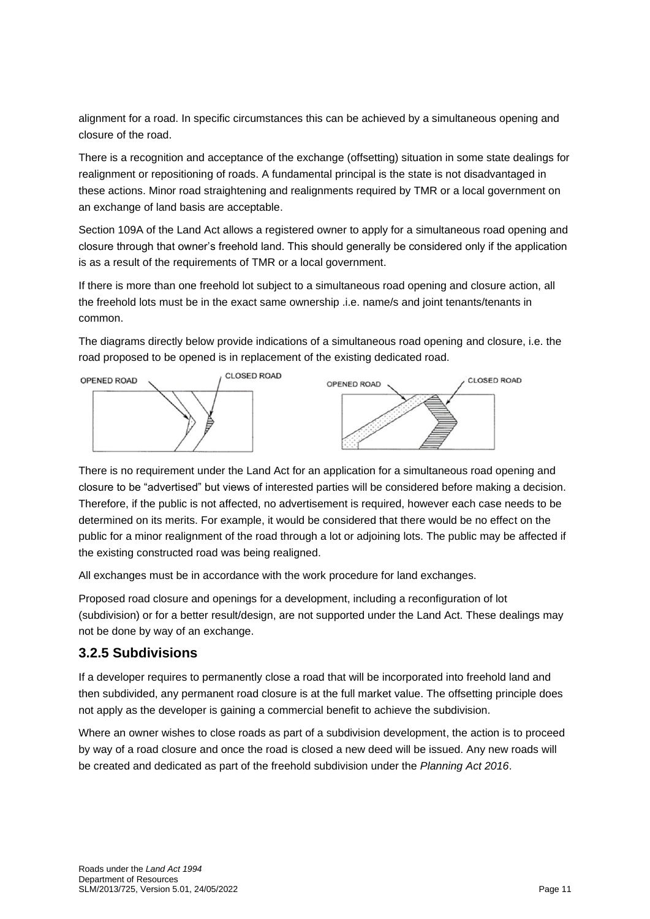alignment for a road. In specific circumstances this can be achieved by a simultaneous opening and closure of the road.

There is a recognition and acceptance of the exchange (offsetting) situation in some state dealings for realignment or repositioning of roads. A fundamental principal is the state is not disadvantaged in these actions. Minor road straightening and realignments required by TMR or a local government on an exchange of land basis are acceptable.

Section 109A of the Land Act allows a registered owner to apply for a simultaneous road opening and closure through that owner's freehold land. This should generally be considered only if the application is as a result of the requirements of TMR or a local government.

If there is more than one freehold lot subject to a simultaneous road opening and closure action, all the freehold lots must be in the exact same ownership .i.e. name/s and joint tenants/tenants in common.

The diagrams directly below provide indications of a simultaneous road opening and closure, i.e. the road proposed to be opened is in replacement of the existing dedicated road.

OPENED ROAD CLOSED ROAD OPENED ROAD CLOSED ROAD

There is no requirement under the Land Act for an application for a simultaneous road opening and closure to be "advertised" but views of interested parties will be considered before making a decision. Therefore, if the public is not affected, no advertisement is required, however each case needs to be determined on its merits. For example, it would be considered that there would be no effect on the public for a minor realignment of the road through a lot or adjoining lots. The public may be affected if the existing constructed road was being realigned.

All exchanges must be in accordance with the work procedure for land exchanges.

Proposed road closure and openings for a development, including a reconfiguration of lot (subdivision) or for a better result/design, are not supported under the Land Act. These dealings may not be done by way of an exchange.

### 3.2.5 Subdivisions

If a developer requires to permanently close a road that will be incorporated into freehold land and then subdivided, any permanent road closure is at the full market value. The offsetting principle does not apply as the developer is gaining a commercial benefit to achieve the subdivision.

Where an owner wishes to close roads as part of a subdivision development, the action is to proceed by way of a road closure and once the road is closed a new deed will be issued. Any new roads will be created and dedicated as part of the freehold subdivision under the *Planning Act 2016*.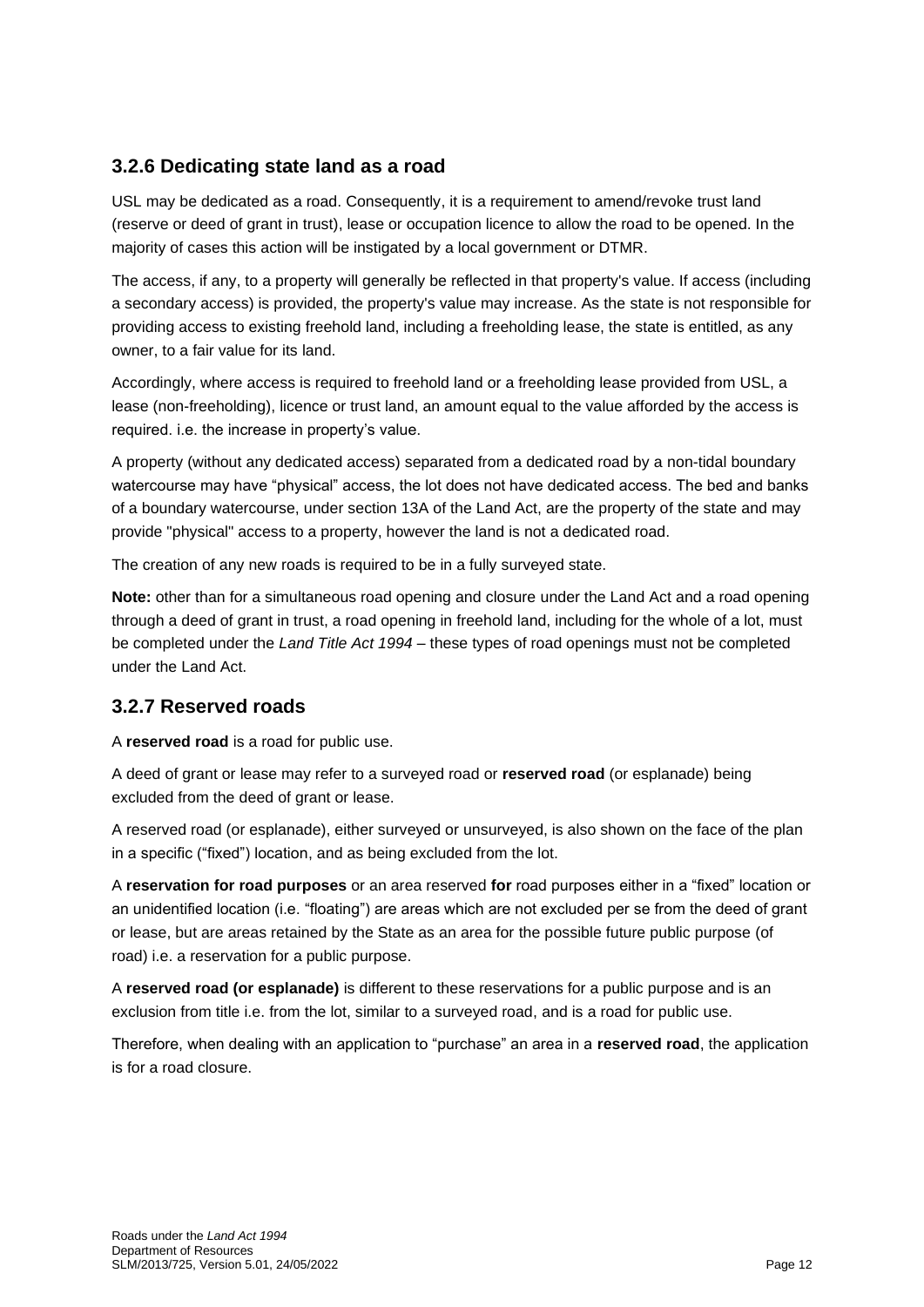### 3.2.6 Dedicating state land as a road

USL may be dedicated as a road. Consequently, it is a requirement to amend/revoke trust land (reserve or deed of grant in trust), lease or occupation licence to allow the road to be opened. In the majority of cases this action will be instigated by a local government or DTMR.

The access, if any, to a property will generally be reflected in that property's value. If access (including a secondary access) is provided, the property's value may increase. As the state is not responsible for providing access to existing freehold land, including a freeholding lease, the state is entitled, as any owner, to a fair value for its land.

Accordingly, where access is required to freehold land or a freeholding lease provided from USL, a lease (non-freeholding), licence or trust land, an amount equal to the value afforded by the access is required. i.e. the increase in property's value.

A property (without any dedicated access) separated from a dedicated road by a non-tidal boundary watercourse may have "physical" access, the lot does not have dedicated access. The bed and banks of a boundary watercourse, under section 13A of the Land Act, are the property of the state and may provide "physical" access to a property, however the land is not a dedicated road.

The creation of any new roads is required to be in a fully surveyed state.

**Note:** other than for a simultaneous road opening and closure under the Land Act and a road opening through a deed of grant in trust, a road opening in freehold land, including for the whole of a lot, must be completed under the *Land Title Act 1994* – these types of road openings must not be completed under the Land Act.

### 3.2.7 Reserved roads

A **reserved road** is a road for public use.

A deed of grant or lease may refer to a surveyed road or **reserved road** (or esplanade) being excluded from the deed of grant or lease.

A reserved road (or esplanade), either surveyed or unsurveyed, is also shown on the face of the plan in a specific ("fixed") location, and as being excluded from the lot.

A **reservation for road purposes** or an area reserved **for** road purposes either in a "fixed" location or an unidentified location (i.e. "floating") are areas which are not excluded per se from the deed of grant or lease, but are areas retained by the State as an area for the possible future public purpose (of road) i.e. a reservation for a public purpose.

A **reserved road (or esplanade)** is different to these reservations for a public purpose and is an exclusion from title i.e. from the lot, similar to a surveyed road, and is a road for public use.

Therefore, when dealing with an application to "purchase" an area in a **reserved road**, the application is for a road closure.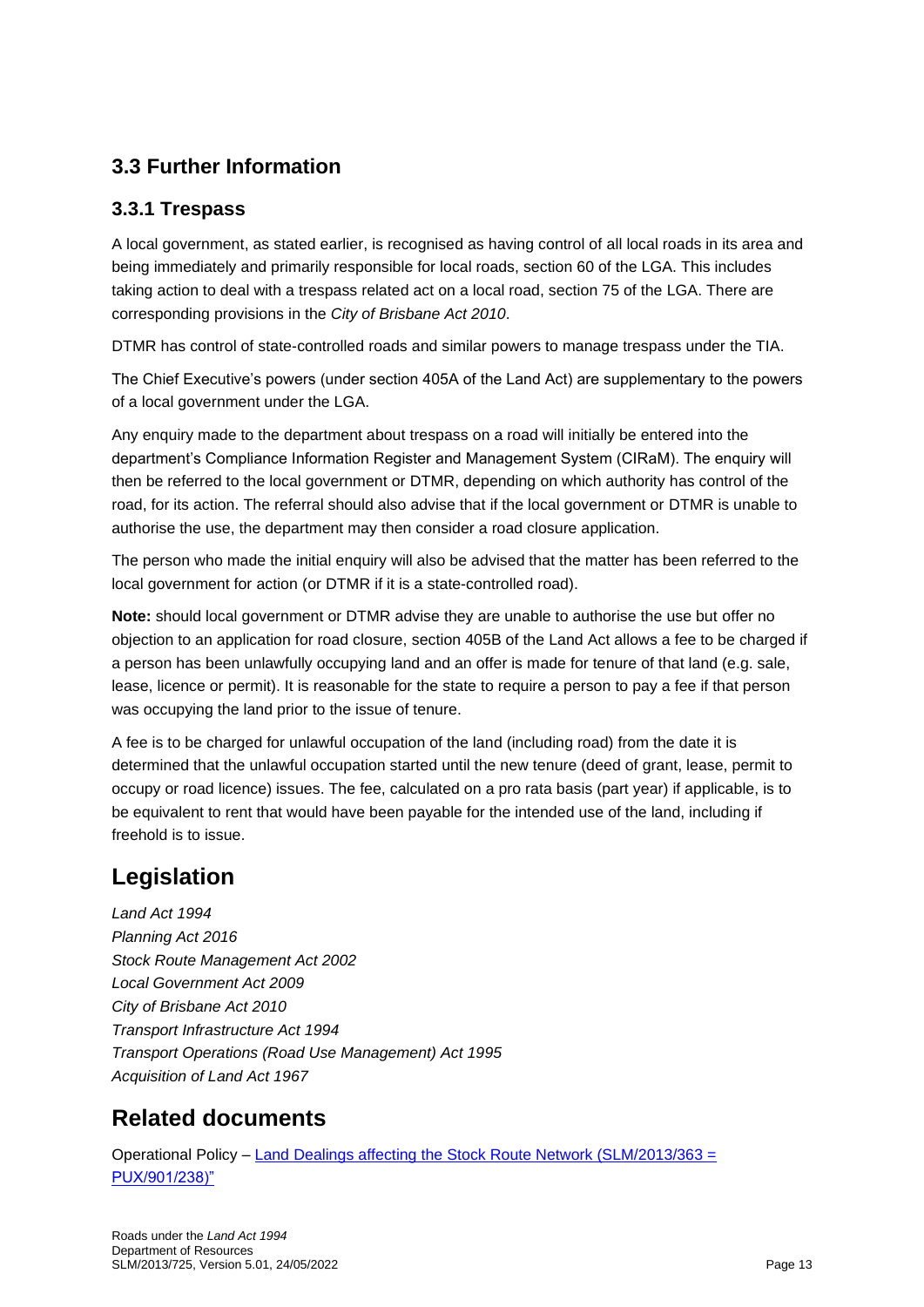## 3.3 Further Information

### 3.3.1 Trespass

A local government, as stated earlier, is recognised as having control of all local roads in its area and being immediately and primarily responsible for local roads, section 60 of the LGA. This includes taking action to deal with a trespass related act on a local road, section 75 of the LGA. There are corresponding provisions in the *City of Brisbane Act 2010*.

DTMR has control of state-controlled roads and similar powers to manage trespass under the TIA.

The Chief Executive's powers (under section 405A of the Land Act) are supplementary to the powers of a local government under the LGA.

Any enquiry made to the department about trespass on a road will initially be entered into the department's Compliance Information Register and Management System (CIRaM). The enquiry will then be referred to the local government or DTMR, depending on which authority has control of the road, for its action. The referral should also advise that if the local government or DTMR is unable to authorise the use, the department may then consider a road closure application.

The person who made the initial enquiry will also be advised that the matter has been referred to the local government for action (or DTMR if it is a state-controlled road).

**Note:** should local government or DTMR advise they are unable to authorise the use but offer no objection to an application for road closure, section 405B of the Land Act allows a fee to be charged if a person has been unlawfully occupying land and an offer is made for tenure of that land (e.g. sale, lease, licence or permit). It is reasonable for the state to require a person to pay a fee if that person was occupying the land prior to the issue of tenure.

A fee is to be charged for unlawful occupation of the land (including road) from the date it is determined that the unlawful occupation started until the new tenure (deed of grant, lease, permit to occupy or road licence) issues. The fee, calculated on a pro rata basis (part year) if applicable, is to be equivalent to rent that would have been payable for the intended use of the land, including if freehold is to issue.

# Legislation

*Land Act 1994*
*Planning Act 2016*
*Stock Route Management Act 2002*
*Local Government Act 2009*
*City of Brisbane Act 2010*
*Transport Infrastructure Act 1994*
*Transport Operations (Road Use Management) Act 1995*
*Acquisition of Land Act 1967*

# Related documents

Operational Policy – [Land Dealings affecting the Stock Route Network (SLM/2013/363 = PUX/901/238)"]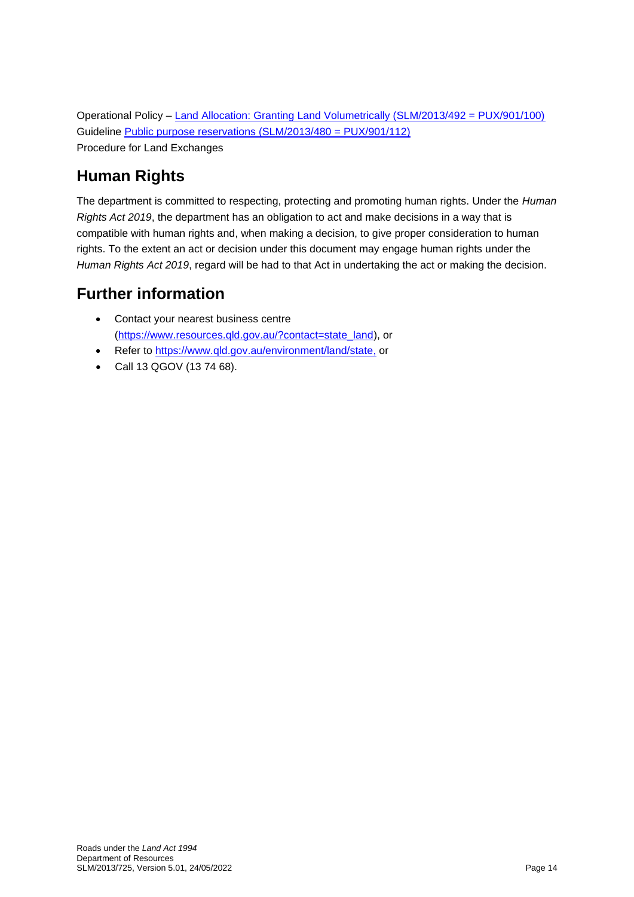Operational Policy – [Land Allocation: Granting Land Volumetrically (SLM/2013/492 = PUX/901/100)](#)
Guideline [Public purpose reservations (SLM/2013/480 = PUX/901/112)](#)
Procedure for Land Exchanges

## Human Rights

The department is committed to respecting, protecting and promoting human rights. Under the *Human Rights Act 2019*, the department has an obligation to act and make decisions in a way that is compatible with human rights and, when making a decision, to give proper consideration to human rights. To the extent an act or decision under this document may engage human rights under the *Human Rights Act 2019*, regard will be had to that Act in undertaking the act or making the decision.

## Further information

- Contact your nearest business centre (https://www.resources.qld.gov.au/?contact=state_land), or
- Refer to https://www.qld.gov.au/environment/land/state, or
- Call 13 QGOV (13 74 68).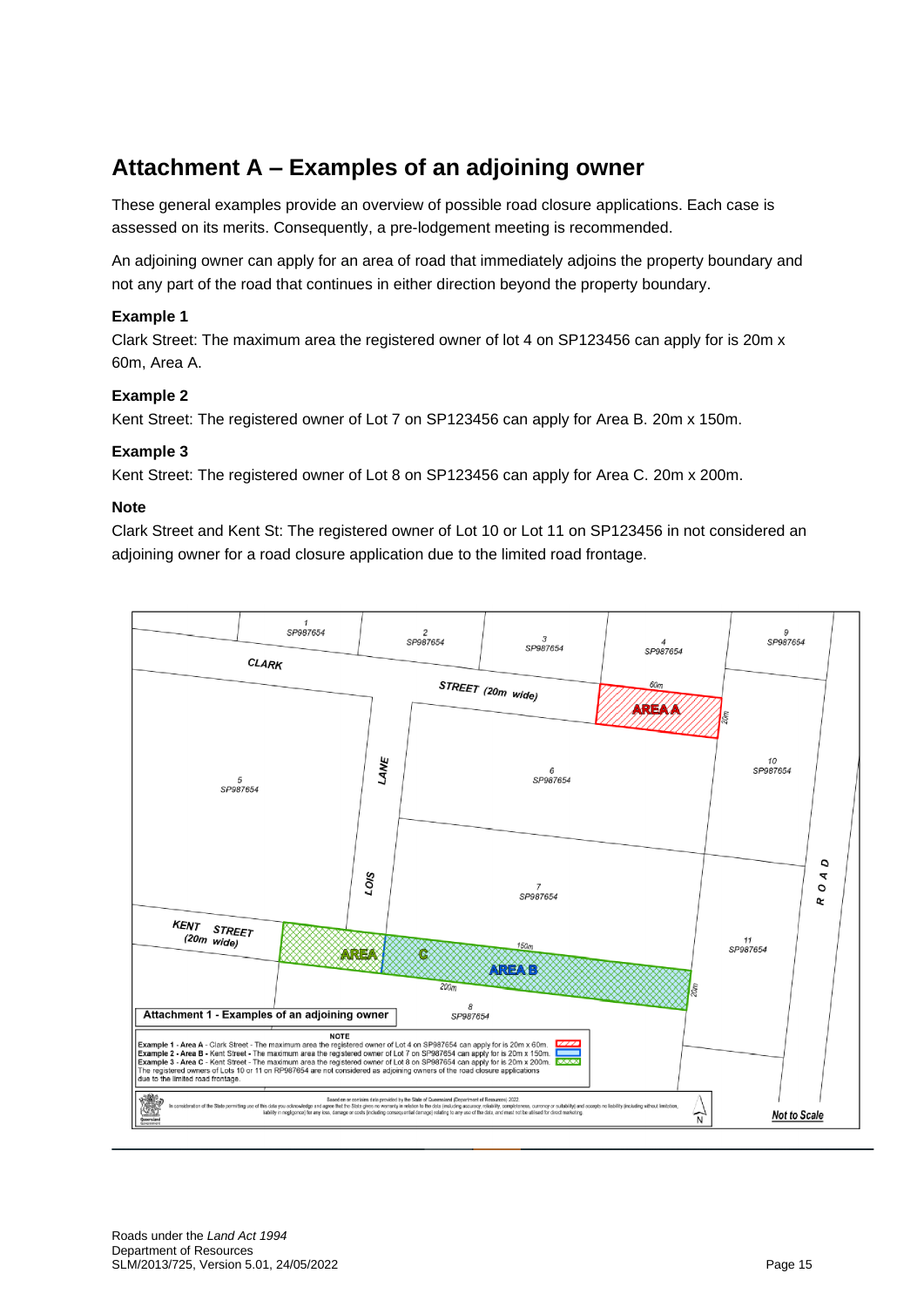## Attachment A – Examples of an adjoining owner

These general examples provide an overview of possible road closure applications. Each case is assessed on its merits. Consequently, a pre-lodgement meeting is recommended.

An adjoining owner can apply for an area of road that immediately adjoins the property boundary and not any part of the road that continues in either direction beyond the property boundary.

**Example 1**

Clark Street: The maximum area the registered owner of lot 4 on SP123456 can apply for is 20m x 60m, Area A.

**Example 2**

Kent Street: The registered owner of Lot 7 on SP123456 can apply for Area B. 20m x 150m.

**Example 3**

Kent Street: The registered owner of Lot 8 on SP123456 can apply for Area C. 20m x 200m.

**Note**

Clark Street and Kent St: The registered owner of Lot 10 or Lot 11 on SP123456 in not considered an adjoining owner for a road closure application due to the limited road frontage.

1 SP987654
2 SP987654
3 SP987654
4 SP987654
9 SP987654
CLARK STREET (20m wide)
60m
AREA A
20m
5 SP987654
LOIS LANE
6 SP987654
10 SP987654
7 SP987654
ROAD
KENT STREET (20m wide)
AREA C
AREA B
150m
200m
20m
11 SP987654
8 SP987654

Attachment 1 - Examples of an adjoining owner

NOTE
Example 1 - Area A - Clark Street - The maximum area the registered owner of Lot 4 on SP987654 can apply for is 20m x 60m.
Example 2 - Area B - Kent Street - The maximum area the registered owner of Lot 7 on SP987654 can apply for is 20m x 150m.
Example 3 - Area C - Kent Street - The maximum area the registered owner of Lot 8 on SP987654 can apply for is 20m x 200m.
The registered owners of Lots 10 or 11 on RP987654 are not considered as adjoining owners of the road closure applications due to the limited road frontage.

Based on or contains data provided by the State of Queensland (Department of Resources) 2022.
In consideration of the State permitting use of this data you acknowledge and agree that the State gives no warranty in relation to the data (including accuracy, reliability, completeness, currency or suitability) and accepts no liability (including without limitation, liability in negligence) for any loss, damage or costs (including consequential damage) relating to any use of the data, and must not be utilised for direct marketing.

N

Not to Scale